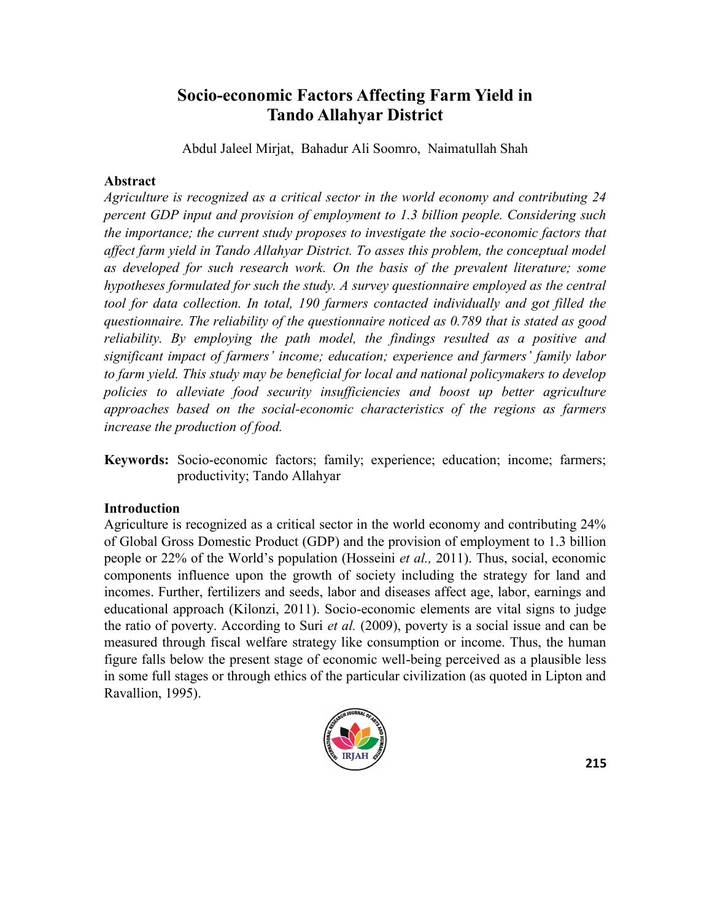# Socio-economic Factors Affecting Farm Yield in Tando Allahyar District

Abdul Jaleel Mirjat, Bahadur Ali Soomro, Naimatullah Shah

## Abstract

*Agriculture is recognized as a critical sector in the world economy and contributing 24 percent GDP input and provision of employment to 1.3 billion people. Considering such the importance; the current study proposes to investigate the socio-economic factors that affect farm yield in Tando Allahyar District. To asses this problem, the conceptual model as developed for such research work. On the basis of the prevalent literature; some hypotheses formulated for such the study. A survey questionnaire employed as the central tool for data collection. In total, 190 farmers contacted individually and got filled the questionnaire. The reliability of the questionnaire noticed as 0.789 that is stated as good reliability. By employing the path model, the findings resulted as a positive and significant impact of farmers' income; education; experience and farmers' family labor to farm yield. This study may be beneficial for local and national policymakers to develop policies to alleviate food security insufficiencies and boost up better agriculture approaches based on the social-economic characteristics of the regions as farmers increase the production of food.*

**Keywords:** Socio-economic factors; family; experience; education; income; farmers; productivity; Tando Allahyar

## Introduction

Agriculture is recognized as a critical sector in the world economy and contributing 24% of Global Gross Domestic Product (GDP) and the provision of employment to 1.3 billion people or 22% of the World's population (Hosseini *et al.,* 2011). Thus, social, economic components influence upon the growth of society including the strategy for land and incomes. Further, fertilizers and seeds, labor and diseases affect age, labor, earnings and educational approach (Kilonzi, 2011). Socio-economic elements are vital signs to judge the ratio of poverty. According to Suri *et al.* (2009), poverty is a social issue and can be measured through fiscal welfare strategy like consumption or income. Thus, the human figure falls below the present stage of economic well-being perceived as a plausible less in some full stages or through ethics of the particular civilization (as quoted in Lipton and Ravallion, 1995).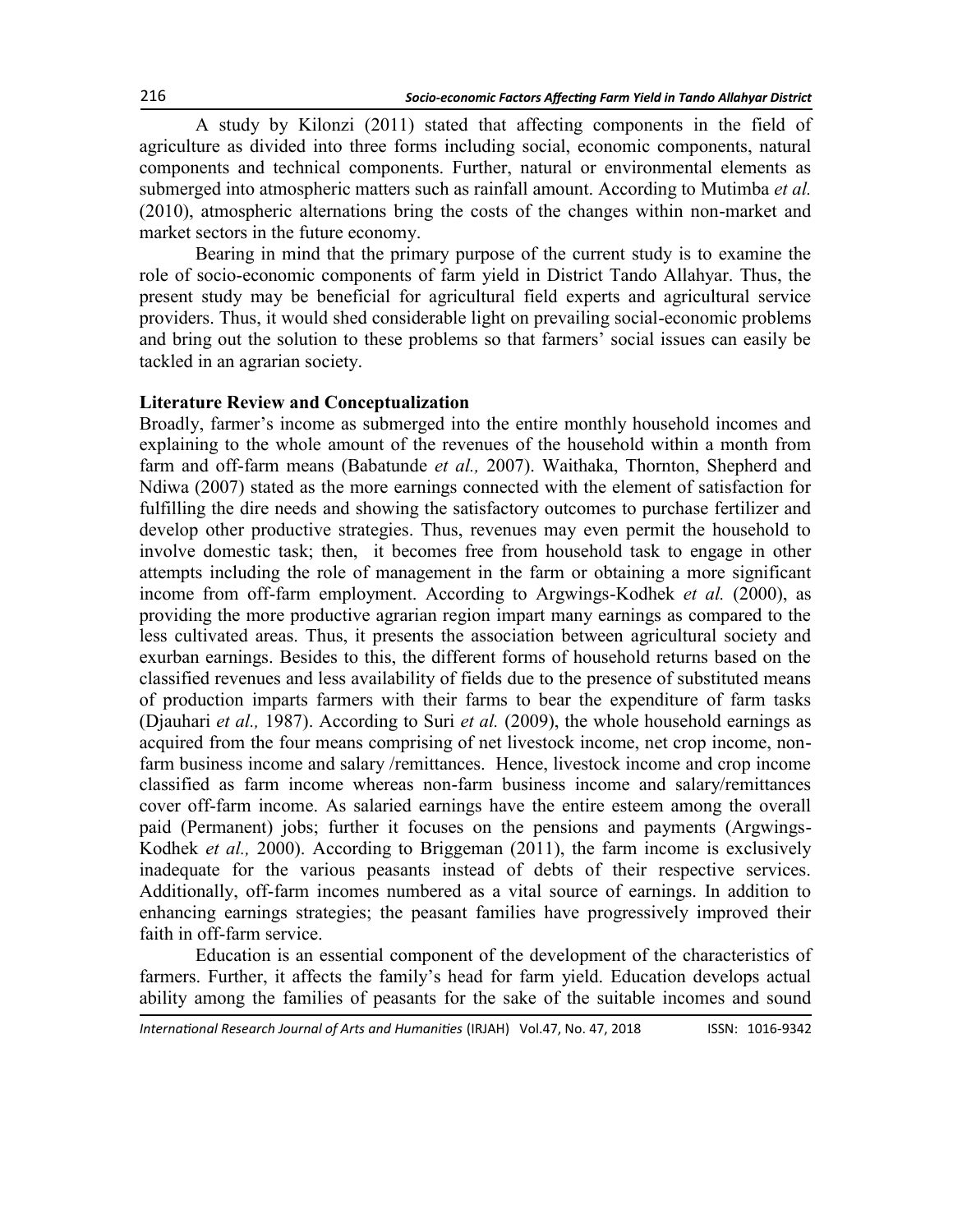A study by Kilonzi (2011) stated that affecting components in the field of agriculture as divided into three forms including social, economic components, natural components and technical components. Further, natural or environmental elements as submerged into atmospheric matters such as rainfall amount. According to Mutimba *et al.* (2010), atmospheric alternations bring the costs of the changes within non-market and market sectors in the future economy.

Bearing in mind that the primary purpose of the current study is to examine the role of socio-economic components of farm yield in District Tando Allahyar. Thus, the present study may be beneficial for agricultural field experts and agricultural service providers. Thus, it would shed considerable light on prevailing social-economic problems and bring out the solution to these problems so that farmers' social issues can easily be tackled in an agrarian society.

**Literature Review and Conceptualization**

Broadly, farmer's income as submerged into the entire monthly household incomes and explaining to the whole amount of the revenues of the household within a month from farm and off-farm means (Babatunde *et al.,* 2007). Waithaka, Thornton, Shepherd and Ndiwa (2007) stated as the more earnings connected with the element of satisfaction for fulfilling the dire needs and showing the satisfactory outcomes to purchase fertilizer and develop other productive strategies. Thus, revenues may even permit the household to involve domestic task; then, it becomes free from household task to engage in other attempts including the role of management in the farm or obtaining a more significant income from off-farm employment. According to Argwings-Kodhek *et al.* (2000), as providing the more productive agrarian region impart many earnings as compared to the less cultivated areas. Thus, it presents the association between agricultural society and exurban earnings. Besides to this, the different forms of household returns based on the classified revenues and less availability of fields due to the presence of substituted means of production imparts farmers with their farms to bear the expenditure of farm tasks (Djauhari *et al.,* 1987). According to Suri *et al.* (2009), the whole household earnings as acquired from the four means comprising of net livestock income, net crop income, non-farm business income and salary /remittances. Hence, livestock income and crop income classified as farm income whereas non-farm business income and salary/remittances cover off-farm income. As salaried earnings have the entire esteem among the overall paid (Permanent) jobs; further it focuses on the pensions and payments (Argwings-Kodhek *et al.,* 2000). According to Briggeman (2011), the farm income is exclusively inadequate for the various peasants instead of debts of their respective services. Additionally, off-farm incomes numbered as a vital source of earnings. In addition to enhancing earnings strategies; the peasant families have progressively improved their faith in off-farm service.

Education is an essential component of the development of the characteristics of farmers. Further, it affects the family's head for farm yield. Education develops actual ability among the families of peasants for the sake of the suitable incomes and sound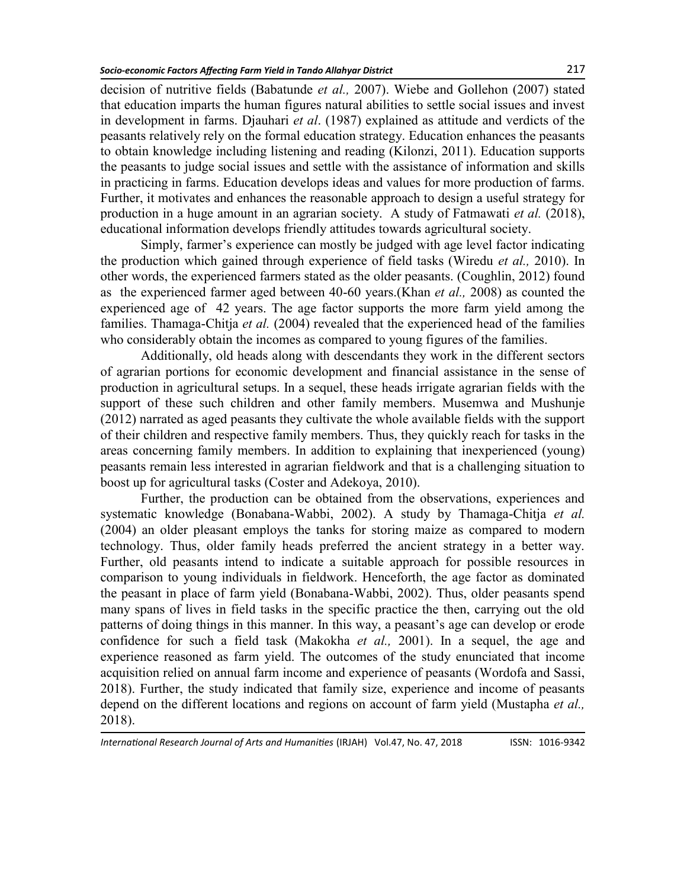decision of nutritive fields (Babatunde *et al.,* 2007). Wiebe and Gollehon (2007) stated that education imparts the human figures natural abilities to settle social issues and invest in development in farms. Djauhari *et al*. (1987) explained as attitude and verdicts of the peasants relatively rely on the formal education strategy. Education enhances the peasants to obtain knowledge including listening and reading (Kilonzi, 2011). Education supports the peasants to judge social issues and settle with the assistance of information and skills in practicing in farms. Education develops ideas and values for more production of farms. Further, it motivates and enhances the reasonable approach to design a useful strategy for production in a huge amount in an agrarian society. A study of Fatmawati *et al.* (2018), educational information develops friendly attitudes towards agricultural society.

Simply, farmer's experience can mostly be judged with age level factor indicating the production which gained through experience of field tasks (Wiredu *et al.,* 2010). In other words, the experienced farmers stated as the older peasants. (Coughlin, 2012) found as the experienced farmer aged between 40-60 years.(Khan *et al.,* 2008) as counted the experienced age of 42 years. The age factor supports the more farm yield among the families. Thamaga-Chitja *et al.* (2004) revealed that the experienced head of the families who considerably obtain the incomes as compared to young figures of the families.

Additionally, old heads along with descendants they work in the different sectors of agrarian portions for economic development and financial assistance in the sense of production in agricultural setups. In a sequel, these heads irrigate agrarian fields with the support of these such children and other family members. Musemwa and Mushunje (2012) narrated as aged peasants they cultivate the whole available fields with the support of their children and respective family members. Thus, they quickly reach for tasks in the areas concerning family members. In addition to explaining that inexperienced (young) peasants remain less interested in agrarian fieldwork and that is a challenging situation to boost up for agricultural tasks (Coster and Adekoya, 2010).

Further, the production can be obtained from the observations, experiences and systematic knowledge (Bonabana-Wabbi, 2002). A study by Thamaga-Chitja *et al.* (2004) an older pleasant employs the tanks for storing maize as compared to modern technology. Thus, older family heads preferred the ancient strategy in a better way. Further, old peasants intend to indicate a suitable approach for possible resources in comparison to young individuals in fieldwork. Henceforth, the age factor as dominated the peasant in place of farm yield (Bonabana-Wabbi, 2002). Thus, older peasants spend many spans of lives in field tasks in the specific practice the then, carrying out the old patterns of doing things in this manner. In this way, a peasant's age can develop or erode confidence for such a field task (Makokha *et al.,* 2001). In a sequel, the age and experience reasoned as farm yield. The outcomes of the study enunciated that income acquisition relied on annual farm income and experience of peasants (Wordofa and Sassi, 2018). Further, the study indicated that family size, experience and income of peasants depend on the different locations and regions on account of farm yield (Mustapha *et al.,* 2018).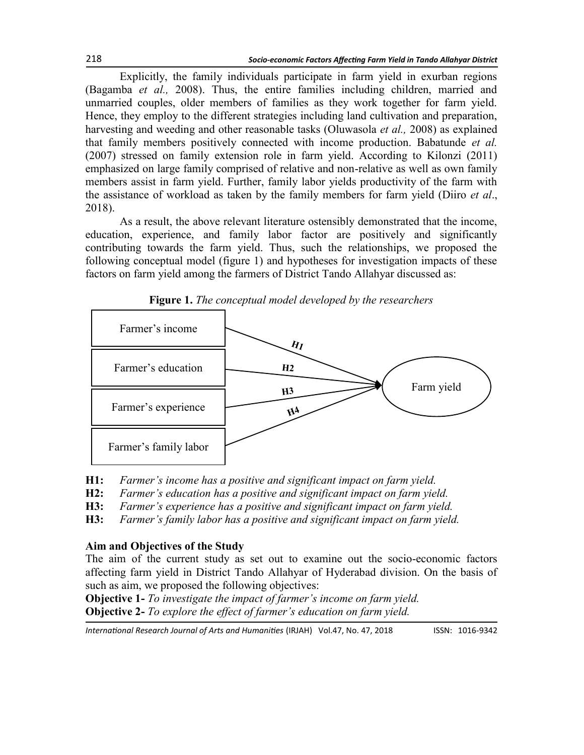Explicitly, the family individuals participate in farm yield in exurban regions (Bagamba *et al.,* 2008). Thus, the entire families including children, married and unmarried couples, older members of families as they work together for farm yield. Hence, they employ to the different strategies including land cultivation and preparation, harvesting and weeding and other reasonable tasks (Oluwasola *et al.,* 2008) as explained that family members positively connected with income production. Babatunde *et al.* (2007) stressed on family extension role in farm yield. According to Kilonzi (2011) emphasized on large family comprised of relative and non-relative as well as own family members assist in farm yield. Further, family labor yields productivity of the farm with the assistance of workload as taken by the family members for farm yield (Diiro *et al*., 2018).

As a result, the above relevant literature ostensibly demonstrated that the income, education, experience, and family labor factor are positively and significantly contributing towards the farm yield. Thus, such the relationships, we proposed the following conceptual model (figure 1) and hypotheses for investigation impacts of these factors on farm yield among the farmers of District Tando Allahyar discussed as:

**Figure 1.** *The conceptual model developed by the researchers*

Farmer's income —H1→ Farm yield
Farmer's education —H2→ Farm yield
Farmer's experience —H3→ Farm yield
Farmer's family labor —H4→ Farm yield

**H1:** *Farmer's income has a positive and significant impact on farm yield.*
**H2:** *Farmer's education has a positive and significant impact on farm yield.*
**H3:** *Farmer's experience has a positive and significant impact on farm yield.*
**H3:** *Farmer's family labor has a positive and significant impact on farm yield.*

### Aim and Objectives of the Study

The aim of the current study as set out to examine out the socio-economic factors affecting farm yield in District Tando Allahyar of Hyderabad division. On the basis of such as aim, we proposed the following objectives:

**Objective 1-** *To investigate the impact of farmer's income on farm yield.*
**Objective 2-** *To explore the effect of farmer's education on farm yield.*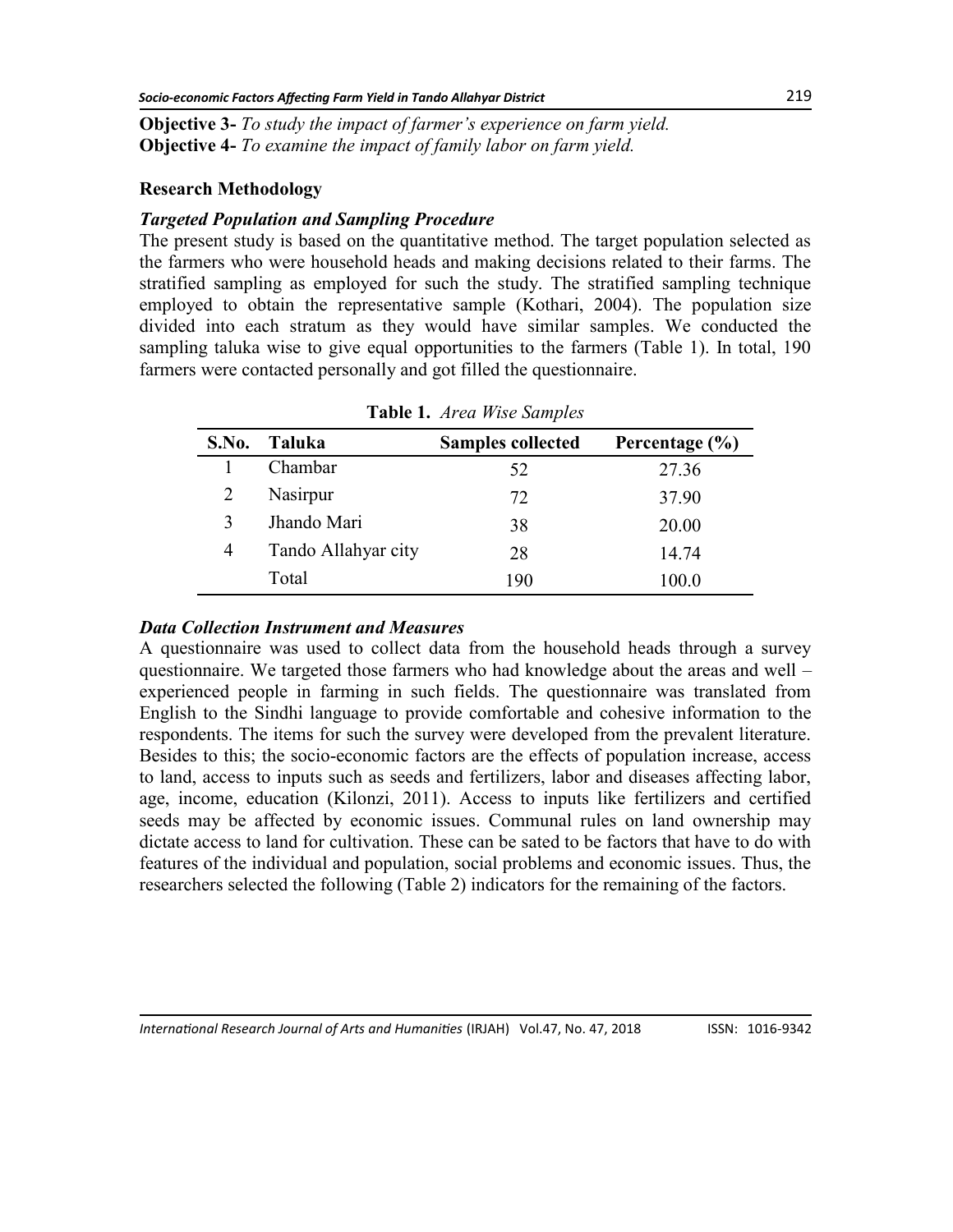**Objective 3-** *To study the impact of farmer's experience on farm yield.*
**Objective 4-** *To examine the impact of family labor on farm yield.*

### Research Methodology

#### *Targeted Population and Sampling Procedure*

The present study is based on the quantitative method. The target population selected as the farmers who were household heads and making decisions related to their farms. The stratified sampling as employed for such the study. The stratified sampling technique employed to obtain the representative sample (Kothari, 2004). The population size divided into each stratum as they would have similar samples. We conducted the sampling taluka wise to give equal opportunities to the farmers (Table 1). In total, 190 farmers were contacted personally and got filled the questionnaire.

**Table 1.** *Area Wise Samples*

| S.No. | Taluka | Samples collected | Percentage (%) |
|---|---|---|---|
| 1 | Chambar | 52 | 27.36 |
| 2 | Nasirpur | 72 | 37.90 |
| 3 | Jhando Mari | 38 | 20.00 |
| 4 | Tando Allahyar city | 28 | 14.74 |
| | Total | 190 | 100.0 |

#### *Data Collection Instrument and Measures*

A questionnaire was used to collect data from the household heads through a survey questionnaire. We targeted those farmers who had knowledge about the areas and well – experienced people in farming in such fields. The questionnaire was translated from English to the Sindhi language to provide comfortable and cohesive information to the respondents. The items for such the survey were developed from the prevalent literature. Besides to this; the socio-economic factors are the effects of population increase, access to land, access to inputs such as seeds and fertilizers, labor and diseases affecting labor, age, income, education (Kilonzi, 2011). Access to inputs like fertilizers and certified seeds may be affected by economic issues. Communal rules on land ownership may dictate access to land for cultivation. These can be sated to be factors that have to do with features of the individual and population, social problems and economic issues. Thus, the researchers selected the following (Table 2) indicators for the remaining of the factors.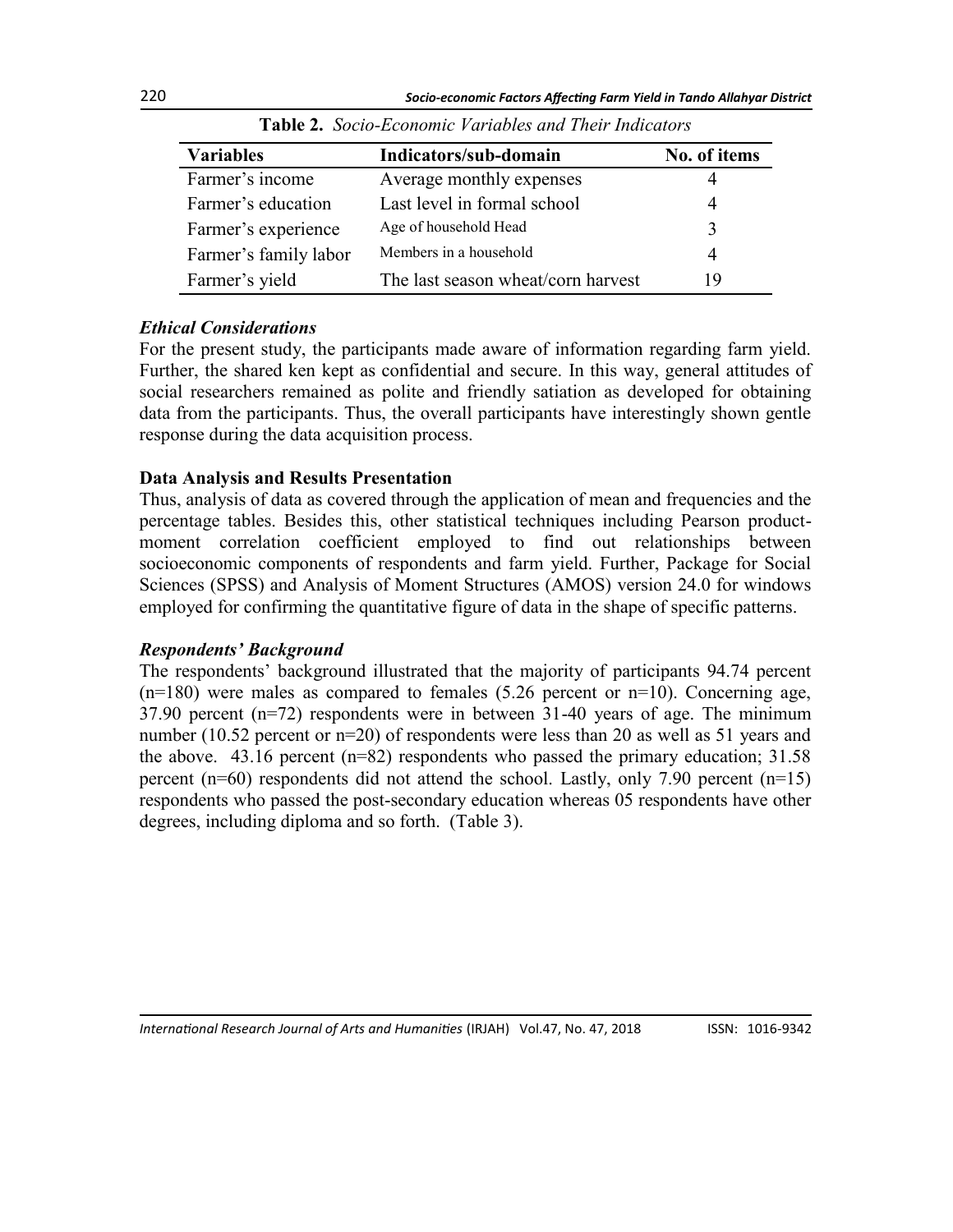**Table 2.** *Socio-Economic Variables and Their Indicators*

| Variables | Indicators/sub-domain | No. of items |
|---|---|---|
| Farmer's income | Average monthly expenses | 4 |
| Farmer's education | Last level in formal school | 4 |
| Farmer's experience | Age of household Head | 3 |
| Farmer's family labor | Members in a household | 4 |
| Farmer's yield | The last season wheat/corn harvest | 19 |

### *Ethical Considerations*

For the present study, the participants made aware of information regarding farm yield. Further, the shared ken kept as confidential and secure. In this way, general attitudes of social researchers remained as polite and friendly satiation as developed for obtaining data from the participants. Thus, the overall participants have interestingly shown gentle response during the data acquisition process.

### **Data Analysis and Results Presentation**

Thus, analysis of data as covered through the application of mean and frequencies and the percentage tables. Besides this, other statistical techniques including Pearson product-moment correlation coefficient employed to find out relationships between socioeconomic components of respondents and farm yield. Further, Package for Social Sciences (SPSS) and Analysis of Moment Structures (AMOS) version 24.0 for windows employed for confirming the quantitative figure of data in the shape of specific patterns.

### *Respondents' Background*

The respondents' background illustrated that the majority of participants 94.74 percent (n=180) were males as compared to females (5.26 percent or n=10). Concerning age, 37.90 percent (n=72) respondents were in between 31-40 years of age. The minimum number (10.52 percent or n=20) of respondents were less than 20 as well as 51 years and the above. 43.16 percent (n=82) respondents who passed the primary education; 31.58 percent (n=60) respondents did not attend the school. Lastly, only 7.90 percent (n=15) respondents who passed the post-secondary education whereas 05 respondents have other degrees, including diploma and so forth. (Table 3).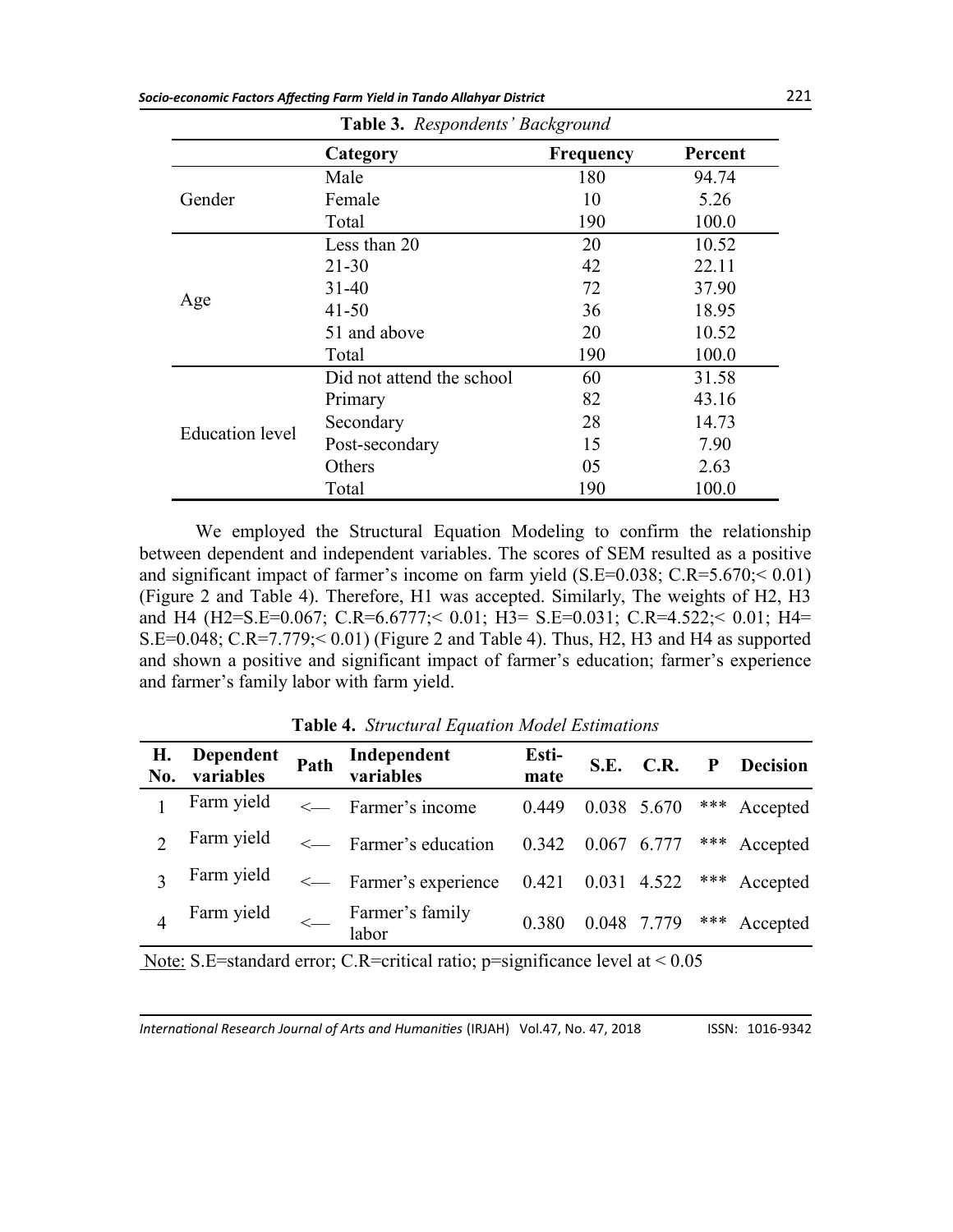**Table 3.** *Respondents' Background*

| | Category | Frequency | Percent |
|---|---|---|---|
| Gender | Male | 180 | 94.74 |
| | Female | 10 | 5.26 |
| | Total | 190 | 100.0 |
| Age | Less than 20 | 20 | 10.52 |
| | 21-30 | 42 | 22.11 |
| | 31-40 | 72 | 37.90 |
| | 41-50 | 36 | 18.95 |
| | 51 and above | 20 | 10.52 |
| | Total | 190 | 100.0 |
| Education level | Did not attend the school | 60 | 31.58 |
| | Primary | 82 | 43.16 |
| | Secondary | 28 | 14.73 |
| | Post-secondary | 15 | 7.90 |
| | Others | 05 | 2.63 |
| | Total | 190 | 100.0 |

We employed the Structural Equation Modeling to confirm the relationship between dependent and independent variables. The scores of SEM resulted as a positive and significant impact of farmer's income on farm yield (S.E=0.038; C.R=5.670;< 0.01) (Figure 2 and Table 4). Therefore, H1 was accepted. Similarly, The weights of H2, H3 and H4 (H2=S.E=0.067; C.R=6.6777;< 0.01; H3= S.E=0.031; C.R=4.522;< 0.01; H4= S.E=0.048; C.R=7.779;< 0.01) (Figure 2 and Table 4). Thus, H2, H3 and H4 as supported and shown a positive and significant impact of farmer's education; farmer's experience and farmer's family labor with farm yield.

**Table 4.** *Structural Equation Model Estimations*

| H. No. | Dependent variables | Path | Independent variables | Esti-mate | S.E. | C.R. | P | Decision |
|---|---|---|---|---|---|---|---|---|
| 1 | Farm yield | <— | Farmer's income | 0.449 | 0.038 | 5.670 | *** | Accepted |
| 2 | Farm yield | <— | Farmer's education | 0.342 | 0.067 | 6.777 | *** | Accepted |
| 3 | Farm yield | <— | Farmer's experience | 0.421 | 0.031 | 4.522 | *** | Accepted |
| 4 | Farm yield | <— | Farmer's family labor | 0.380 | 0.048 | 7.779 | *** | Accepted |

Note: S.E=standard error; C.R=critical ratio; p=significance level at < 0.05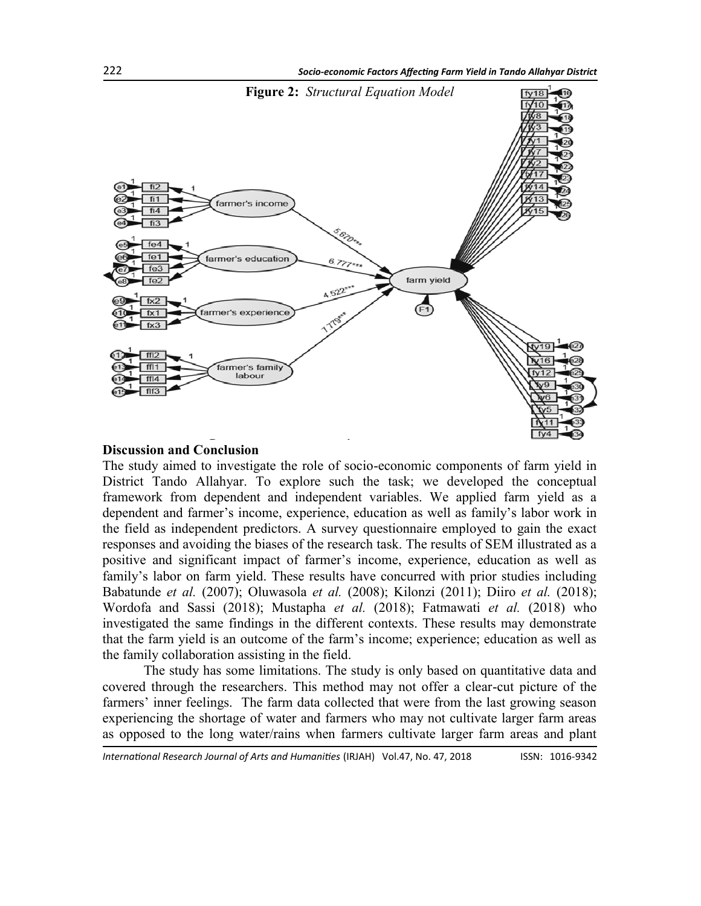**Figure 2:** *Structural Equation Model*

## Discussion and Conclusion

The study aimed to investigate the role of socio-economic components of farm yield in District Tando Allahyar. To explore such the task; we developed the conceptual framework from dependent and independent variables. We applied farm yield as a dependent and farmer's income, experience, education as well as family's labor work in the field as independent predictors. A survey questionnaire employed to gain the exact responses and avoiding the biases of the research task. The results of SEM illustrated as a positive and significant impact of farmer's income, experience, education as well as family's labor on farm yield. These results have concurred with prior studies including Babatunde *et al.* (2007); Oluwasola *et al.* (2008); Kilonzi (2011); Diiro *et al.* (2018); Wordofa and Sassi (2018); Mustapha *et al.* (2018); Fatmawati *et al.* (2018) who investigated the same findings in the different contexts. These results may demonstrate that the farm yield is an outcome of the farm's income; experience; education as well as the family collaboration assisting in the field.

The study has some limitations. The study is only based on quantitative data and covered through the researchers. This method may not offer a clear-cut picture of the farmers' inner feelings. The farm data collected that were from the last growing season experiencing the shortage of water and farmers who may not cultivate larger farm areas as opposed to the long water/rains when farmers cultivate larger farm areas and plant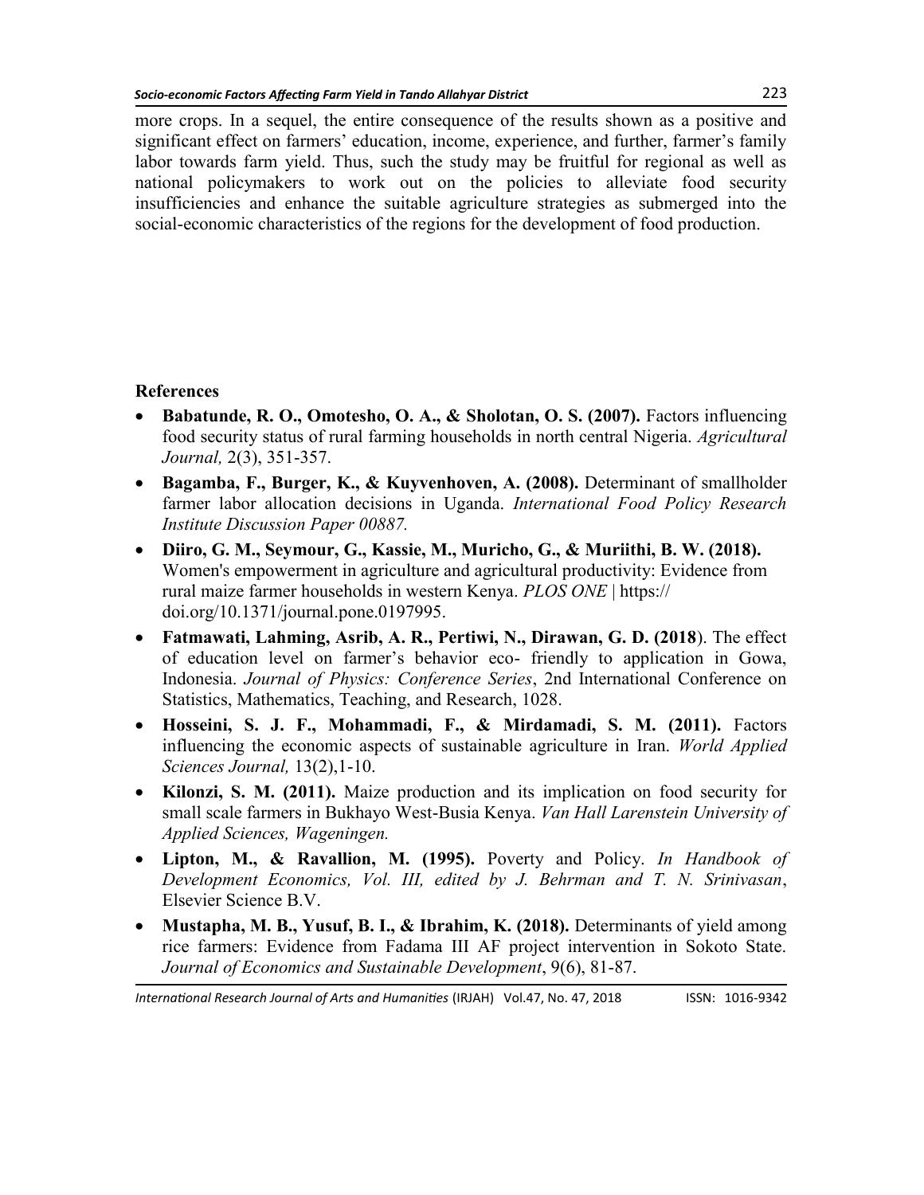more crops. In a sequel, the entire consequence of the results shown as a positive and significant effect on farmers' education, income, experience, and further, farmer's family labor towards farm yield. Thus, such the study may be fruitful for regional as well as national policymakers to work out on the policies to alleviate food security insufficiencies and enhance the suitable agriculture strategies as submerged into the social-economic characteristics of the regions for the development of food production.

## References

- **Babatunde, R. O., Omotesho, O. A., & Sholotan, O. S. (2007).** Factors influencing food security status of rural farming households in north central Nigeria. *Agricultural Journal,* 2(3), 351-357.
- **Bagamba, F., Burger, K., & Kuyvenhoven, A. (2008).** Determinant of smallholder farmer labor allocation decisions in Uganda. *International Food Policy Research Institute Discussion Paper 00887.*
- **Diiro, G. M., Seymour, G., Kassie, M., Muricho, G., & Muriithi, B. W. (2018).** Women's empowerment in agriculture and agricultural productivity: Evidence from rural maize farmer households in western Kenya. *PLOS ONE* | https:// doi.org/10.1371/journal.pone.0197995.
- **Fatmawati, Lahming, Asrib, A. R., Pertiwi, N., Dirawan, G. D. (2018**). The effect of education level on farmer's behavior eco- friendly to application in Gowa, Indonesia. *Journal of Physics: Conference Series*, 2nd International Conference on Statistics, Mathematics, Teaching, and Research, 1028.
- **Hosseini, S. J. F., Mohammadi, F., & Mirdamadi, S. M. (2011).** Factors influencing the economic aspects of sustainable agriculture in Iran. *World Applied Sciences Journal,* 13(2),1-10.
- **Kilonzi, S. M. (2011).** Maize production and its implication on food security for small scale farmers in Bukhayo West-Busia Kenya. *Van Hall Larenstein University of Applied Sciences, Wageningen.*
- **Lipton, M., & Ravallion, M. (1995).** Poverty and Policy. *In Handbook of Development Economics, Vol. III, edited by J. Behrman and T. N. Srinivasan*, Elsevier Science B.V.
- **Mustapha, M. B., Yusuf, B. I., & Ibrahim, K. (2018).** Determinants of yield among rice farmers: Evidence from Fadama III AF project intervention in Sokoto State. *Journal of Economics and Sustainable Development*, 9(6), 81-87.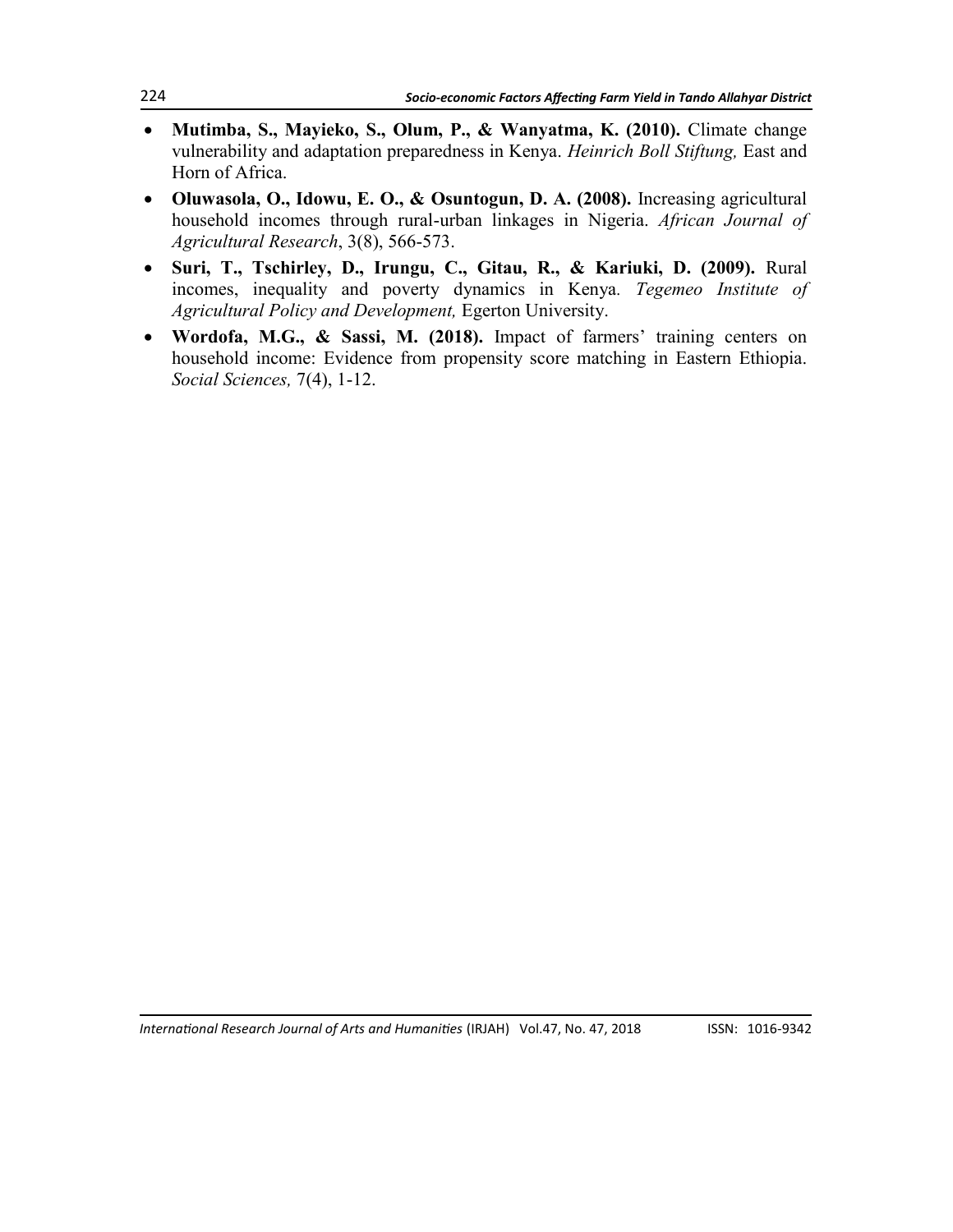- **Mutimba, S., Mayieko, S., Olum, P., & Wanyatma, K. (2010).** Climate change vulnerability and adaptation preparedness in Kenya. *Heinrich Boll Stiftung,* East and Horn of Africa.
- **Oluwasola, O., Idowu, E. O., & Osuntogun, D. A. (2008).** Increasing agricultural household incomes through rural-urban linkages in Nigeria. *African Journal of Agricultural Research*, 3(8), 566-573.
- **Suri, T., Tschirley, D., Irungu, C., Gitau, R., & Kariuki, D. (2009).** Rural incomes, inequality and poverty dynamics in Kenya. *Tegemeo Institute of Agricultural Policy and Development,* Egerton University.
- **Wordofa, M.G., & Sassi, M. (2018).** Impact of farmers' training centers on household income: Evidence from propensity score matching in Eastern Ethiopia. *Social Sciences,* 7(4), 1-12.